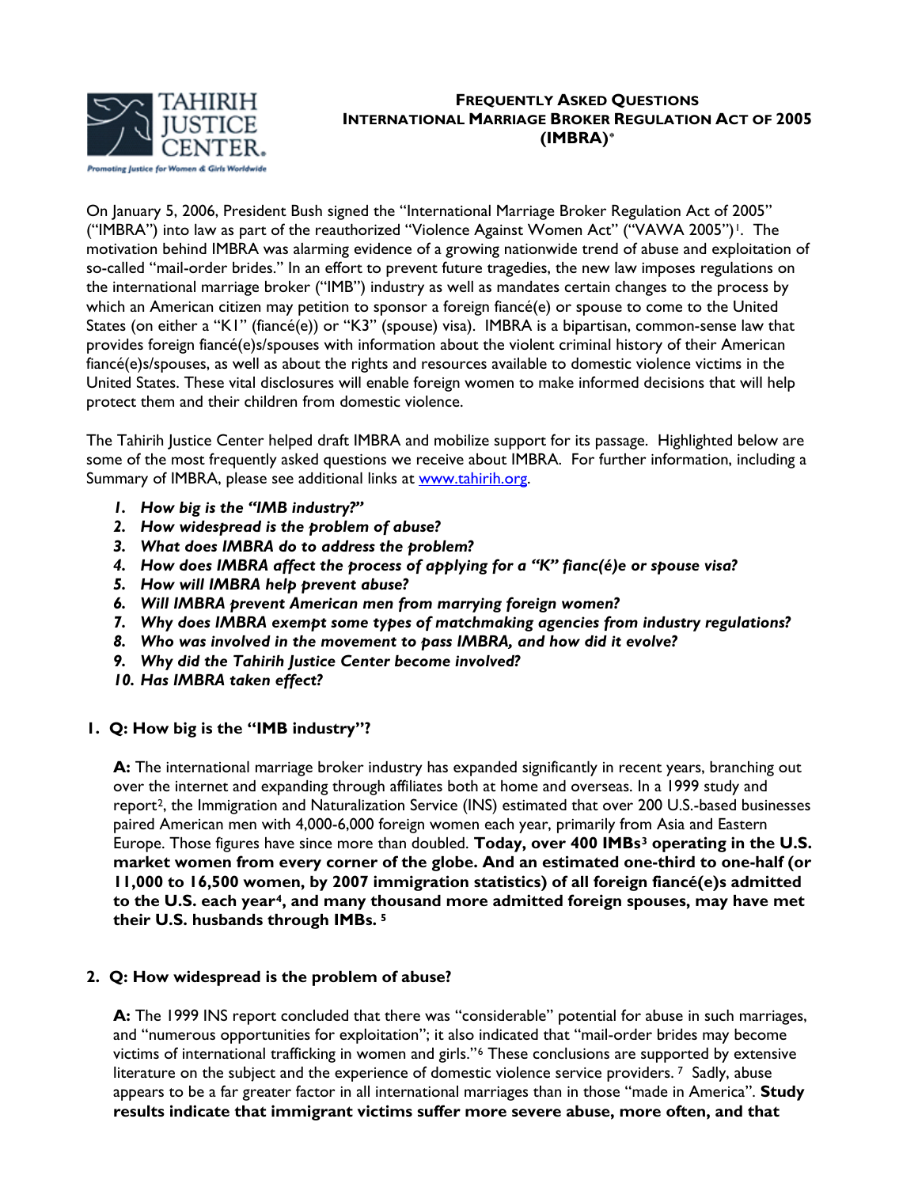TAHIRIH JUSTICE CENTER.

Promoting Justice for Women & Girls Worldwide

# FREQUENTLY ASKED QUESTIONS
# INTERNATIONAL MARRIAGE BROKER REGULATION ACT OF 2005 (IMBRA)*

On January 5, 2006, President Bush signed the "International Marriage Broker Regulation Act of 2005" ("IMBRA") into law as part of the reauthorized "Violence Against Women Act" ("VAWA 2005")[1]. The motivation behind IMBRA was alarming evidence of a growing nationwide trend of abuse and exploitation of so-called "mail-order brides." In an effort to prevent future tragedies, the new law imposes regulations on the international marriage broker ("IMB") industry as well as mandates certain changes to the process by which an American citizen may petition to sponsor a foreign fiancé(e) or spouse to come to the United States (on either a "K1" (fiancé(e)) or "K3" (spouse) visa). IMBRA is a bipartisan, common-sense law that provides foreign fiancé(e)s/spouses with information about the violent criminal history of their American fiancé(e)s/spouses, as well as about the rights and resources available to domestic violence victims in the United States. These vital disclosures will enable foreign women to make informed decisions that will help protect them and their children from domestic violence.

The Tahirih Justice Center helped draft IMBRA and mobilize support for its passage. Highlighted below are some of the most frequently asked questions we receive about IMBRA. For further information, including a Summary of IMBRA, please see additional links at www.tahirih.org.

1. ***How big is the "IMB industry?"***
2. ***How widespread is the problem of abuse?***
3. ***What does IMBRA do to address the problem?***
4. ***How does IMBRA affect the process of applying for a "K" fianc(é)e or spouse visa?***
5. ***How will IMBRA help prevent abuse?***
6. ***Will IMBRA prevent American men from marrying foreign women?***
7. ***Why does IMBRA exempt some types of matchmaking agencies from industry regulations?***
8. ***Who was involved in the movement to pass IMBRA, and how did it evolve?***
9. ***Why did the Tahirih Justice Center become involved?***
10. ***Has IMBRA taken effect?***

## 1. Q: How big is the "IMB industry"?

**A:** The international marriage broker industry has expanded significantly in recent years, branching out over the internet and expanding through affiliates both at home and overseas. In a 1999 study and report[2], the Immigration and Naturalization Service (INS) estimated that over 200 U.S.-based businesses paired American men with 4,000-6,000 foreign women each year, primarily from Asia and Eastern Europe. Those figures have since more than doubled. **Today, over 400 IMBs[3] operating in the U.S. market women from every corner of the globe. And an estimated one-third to one-half (or 11,000 to 16,500 women, by 2007 immigration statistics) of all foreign fiancé(e)s admitted to the U.S. each year[4], and many thousand more admitted foreign spouses, may have met their U.S. husbands through IMBs.[5]**

## 2. Q: How widespread is the problem of abuse?

**A:** The 1999 INS report concluded that there was "considerable" potential for abuse in such marriages, and "numerous opportunities for exploitation"; it also indicated that "mail-order brides may become victims of international trafficking in women and girls."[6] These conclusions are supported by extensive literature on the subject and the experience of domestic violence service providers.[7] Sadly, abuse appears to be a far greater factor in all international marriages than in those "made in America". **Study results indicate that immigrant victims suffer more severe abuse, more often, and that**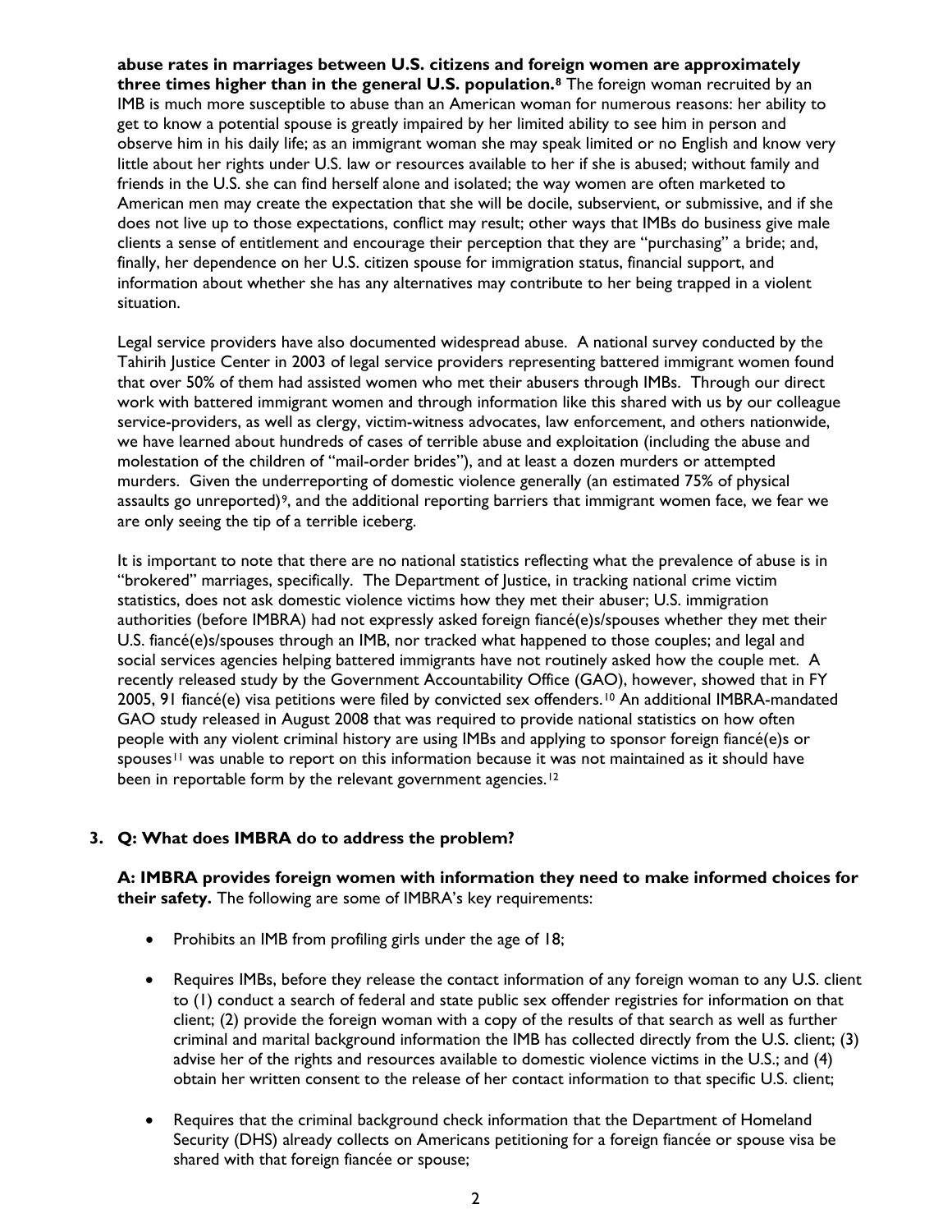**abuse rates in marriages between U.S. citizens and foreign women are approximately three times higher than in the general U.S. population.**[8] The foreign woman recruited by an IMB is much more susceptible to abuse than an American woman for numerous reasons: her ability to get to know a potential spouse is greatly impaired by her limited ability to see him in person and observe him in his daily life; as an immigrant woman she may speak limited or no English and know very little about her rights under U.S. law or resources available to her if she is abused; without family and friends in the U.S. she can find herself alone and isolated; the way women are often marketed to American men may create the expectation that she will be docile, subservient, or submissive, and if she does not live up to those expectations, conflict may result; other ways that IMBs do business give male clients a sense of entitlement and encourage their perception that they are "purchasing" a bride; and, finally, her dependence on her U.S. citizen spouse for immigration status, financial support, and information about whether she has any alternatives may contribute to her being trapped in a violent situation.

Legal service providers have also documented widespread abuse. A national survey conducted by the Tahirih Justice Center in 2003 of legal service providers representing battered immigrant women found that over 50% of them had assisted women who met their abusers through IMBs. Through our direct work with battered immigrant women and through information like this shared with us by our colleague service-providers, as well as clergy, victim-witness advocates, law enforcement, and others nationwide, we have learned about hundreds of cases of terrible abuse and exploitation (including the abuse and molestation of the children of "mail-order brides"), and at least a dozen murders or attempted murders. Given the underreporting of domestic violence generally (an estimated 75% of physical assaults go unreported)[9], and the additional reporting barriers that immigrant women face, we fear we are only seeing the tip of a terrible iceberg.

It is important to note that there are no national statistics reflecting what the prevalence of abuse is in "brokered" marriages, specifically. The Department of Justice, in tracking national crime victim statistics, does not ask domestic violence victims how they met their abuser; U.S. immigration authorities (before IMBRA) had not expressly asked foreign fiancé(e)s/spouses whether they met their U.S. fiancé(e)s/spouses through an IMB, nor tracked what happened to those couples; and legal and social services agencies helping battered immigrants have not routinely asked how the couple met. A recently released study by the Government Accountability Office (GAO), however, showed that in FY 2005, 91 fiancé(e) visa petitions were filed by convicted sex offenders.[10] An additional IMBRA-mandated GAO study released in August 2008 that was required to provide national statistics on how often people with any violent criminal history are using IMBs and applying to sponsor foreign fiancé(e)s or spouses[11] was unable to report on this information because it was not maintained as it should have been in reportable form by the relevant government agencies.[12]

### 3. Q: What does IMBRA do to address the problem?

**A: IMBRA provides foreign women with information they need to make informed choices for their safety.** The following are some of IMBRA's key requirements:

- Prohibits an IMB from profiling girls under the age of 18;
- Requires IMBs, before they release the contact information of any foreign woman to any U.S. client to (1) conduct a search of federal and state public sex offender registries for information on that client; (2) provide the foreign woman with a copy of the results of that search as well as further criminal and marital background information the IMB has collected directly from the U.S. client; (3) advise her of the rights and resources available to domestic violence victims in the U.S.; and (4) obtain her written consent to the release of her contact information to that specific U.S. client;
- Requires that the criminal background check information that the Department of Homeland Security (DHS) already collects on Americans petitioning for a foreign fiancée or spouse visa be shared with that foreign fiancée or spouse;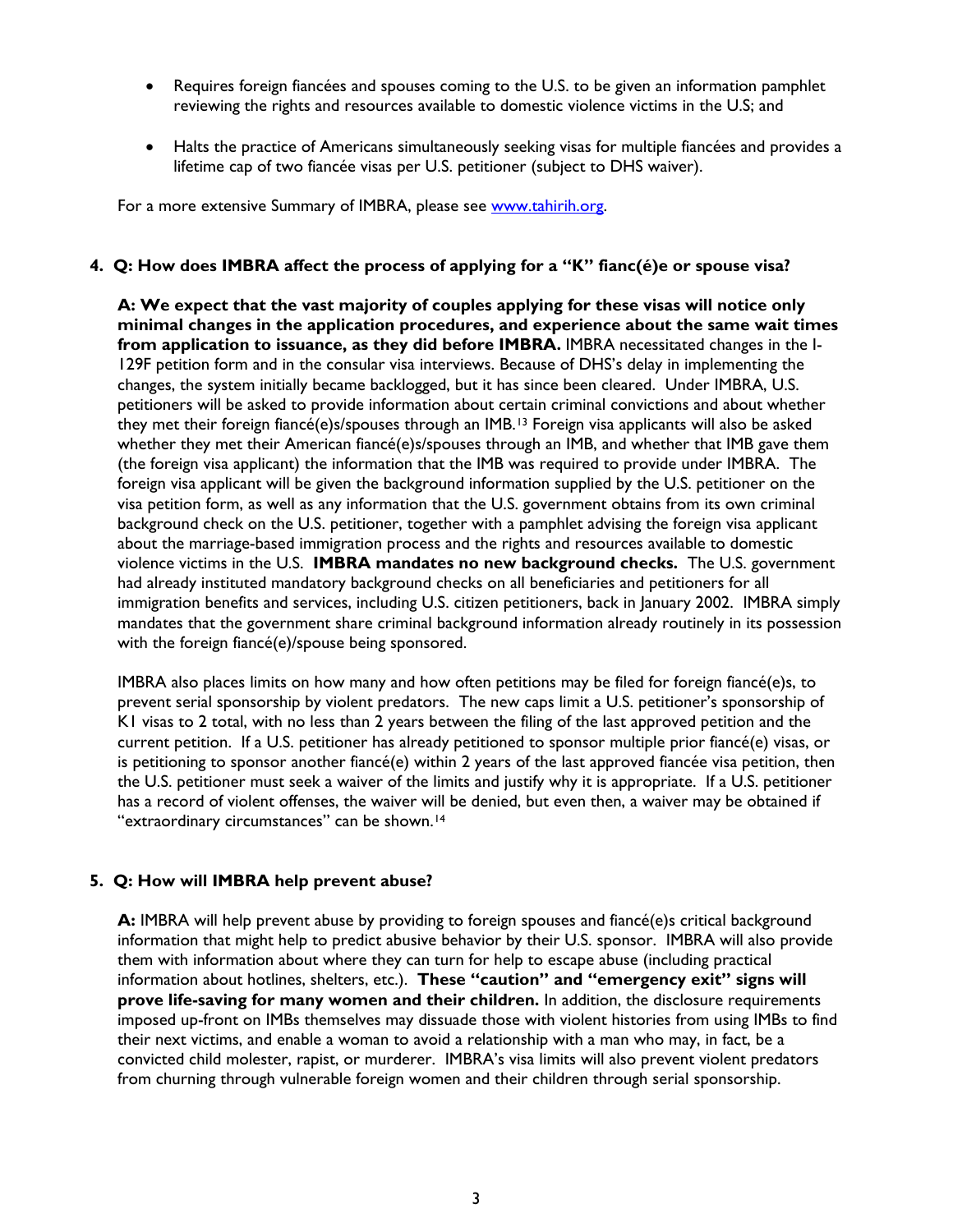- Requires foreign fiancées and spouses coming to the U.S. to be given an information pamphlet reviewing the rights and resources available to domestic violence victims in the U.S; and

- Halts the practice of Americans simultaneously seeking visas for multiple fiancées and provides a lifetime cap of two fiancée visas per U.S. petitioner (subject to DHS waiver).

For a more extensive Summary of IMBRA, please see [www.tahirih.org](www.tahirih.org).

**4. Q: How does IMBRA affect the process of applying for a "K" fianc(é)e or spouse visa?**

**A: We expect that the vast majority of couples applying for these visas will notice only minimal changes in the application procedures, and experience about the same wait times from application to issuance, as they did before IMBRA.** IMBRA necessitated changes in the I-129F petition form and in the consular visa interviews. Because of DHS's delay in implementing the changes, the system initially became backlogged, but it has since been cleared. Under IMBRA, U.S. petitioners will be asked to provide information about certain criminal convictions and about whether they met their foreign fiancé(e)s/spouses through an IMB.[13] Foreign visa applicants will also be asked whether they met their American fiancé(e)s/spouses through an IMB, and whether that IMB gave them (the foreign visa applicant) the information that the IMB was required to provide under IMBRA. The foreign visa applicant will be given the background information supplied by the U.S. petitioner on the visa petition form, as well as any information that the U.S. government obtains from its own criminal background check on the U.S. petitioner, together with a pamphlet advising the foreign visa applicant about the marriage-based immigration process and the rights and resources available to domestic violence victims in the U.S. **IMBRA mandates no new background checks.** The U.S. government had already instituted mandatory background checks on all beneficiaries and petitioners for all immigration benefits and services, including U.S. citizen petitioners, back in January 2002. IMBRA simply mandates that the government share criminal background information already routinely in its possession with the foreign fiancé(e)/spouse being sponsored.

IMBRA also places limits on how many and how often petitions may be filed for foreign fiancé(e)s, to prevent serial sponsorship by violent predators. The new caps limit a U.S. petitioner's sponsorship of K1 visas to 2 total, with no less than 2 years between the filing of the last approved petition and the current petition. If a U.S. petitioner has already petitioned to sponsor multiple prior fiancé(e) visas, or is petitioning to sponsor another fiancé(e) within 2 years of the last approved fiancée visa petition, then the U.S. petitioner must seek a waiver of the limits and justify why it is appropriate. If a U.S. petitioner has a record of violent offenses, the waiver will be denied, but even then, a waiver may be obtained if "extraordinary circumstances" can be shown.[14]

**5. Q: How will IMBRA help prevent abuse?**

**A:** IMBRA will help prevent abuse by providing to foreign spouses and fiancé(e)s critical background information that might help to predict abusive behavior by their U.S. sponsor. IMBRA will also provide them with information about where they can turn for help to escape abuse (including practical information about hotlines, shelters, etc.). **These "caution" and "emergency exit" signs will prove life-saving for many women and their children.** In addition, the disclosure requirements imposed up-front on IMBs themselves may dissuade those with violent histories from using IMBs to find their next victims, and enable a woman to avoid a relationship with a man who may, in fact, be a convicted child molester, rapist, or murderer. IMBRA's visa limits will also prevent violent predators from churning through vulnerable foreign women and their children through serial sponsorship.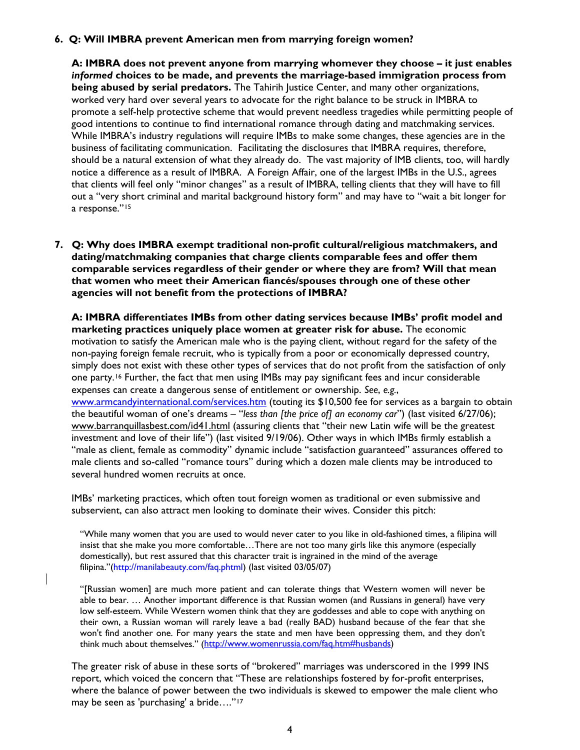**6. Q: Will IMBRA prevent American men from marrying foreign women?**

**A: IMBRA does not prevent anyone from marrying whomever they choose – it just enables *informed* choices to be made, and prevents the marriage-based immigration process from being abused by serial predators.** The Tahirih Justice Center, and many other organizations, worked very hard over several years to advocate for the right balance to be struck in IMBRA to promote a self-help protective scheme that would prevent needless tragedies while permitting people of good intentions to continue to find international romance through dating and matchmaking services. While IMBRA's industry regulations will require IMBs to make some changes, these agencies are in the business of facilitating communication. Facilitating the disclosures that IMBRA requires, therefore, should be a natural extension of what they already do. The vast majority of IMB clients, too, will hardly notice a difference as a result of IMBRA. A Foreign Affair, one of the largest IMBs in the U.S., agrees that clients will feel only "minor changes" as a result of IMBRA, telling clients that they will have to fill out a "very short criminal and marital background history form" and may have to "wait a bit longer for a response."[15]

**7. Q: Why does IMBRA exempt traditional non-profit cultural/religious matchmakers, and dating/matchmaking companies that charge clients comparable fees and offer them comparable services regardless of their gender or where they are from? Will that mean that women who meet their American fiancés/spouses through one of these other agencies will not benefit from the protections of IMBRA?**

**A: IMBRA differentiates IMBs from other dating services because IMBs' profit model and marketing practices uniquely place women at greater risk for abuse.** The economic motivation to satisfy the American male who is the paying client, without regard for the safety of the non-paying foreign female recruit, who is typically from a poor or economically depressed country, simply does not exist with these other types of services that do not profit from the satisfaction of only one party.[16] Further, the fact that men using IMBs may pay significant fees and incur considerable expenses can create a dangerous sense of entitlement or ownership. *See, e.g.*, www.armcandyinternational.com/services.htm (touting its $10,500 fee for services as a bargain to obtain the beautiful woman of one's dreams – "*less than [the price of] an economy car*") (last visited 6/27/06); www.barranquillasbest.com/id41.html (assuring clients that "their new Latin wife will be the greatest investment and love of their life") (last visited 9/19/06). Other ways in which IMBs firmly establish a "male as client, female as commodity" dynamic include "satisfaction guaranteed" assurances offered to male clients and so-called "romance tours" during which a dozen male clients may be introduced to several hundred women recruits at once.

IMBs' marketing practices, which often tout foreign women as traditional or even submissive and subservient, can also attract men looking to dominate their wives. Consider this pitch:

> "While many women that you are used to would never cater to you like in old-fashioned times, a filipina will insist that she make you more comfortable…There are not too many girls like this anymore (especially domestically), but rest assured that this character trait is ingrained in the mind of the average filipina."(http://manilabeauty.com/faq.phtml) (last visited 03/05/07)

> "[Russian women] are much more patient and can tolerate things that Western women will never be able to bear. … Another important difference is that Russian women (and Russians in general) have very low self-esteem. While Western women think that they are goddesses and able to cope with anything on their own, a Russian woman will rarely leave a bad (really BAD) husband because of the fear that she won't find another one. For many years the state and men have been oppressing them, and they don't think much about themselves." (http://www.womenrussia.com/faq.htm#husbands)

The greater risk of abuse in these sorts of "brokered" marriages was underscored in the 1999 INS report, which voiced the concern that "These are relationships fostered by for-profit enterprises, where the balance of power between the two individuals is skewed to empower the male client who may be seen as 'purchasing' a bride…."[17]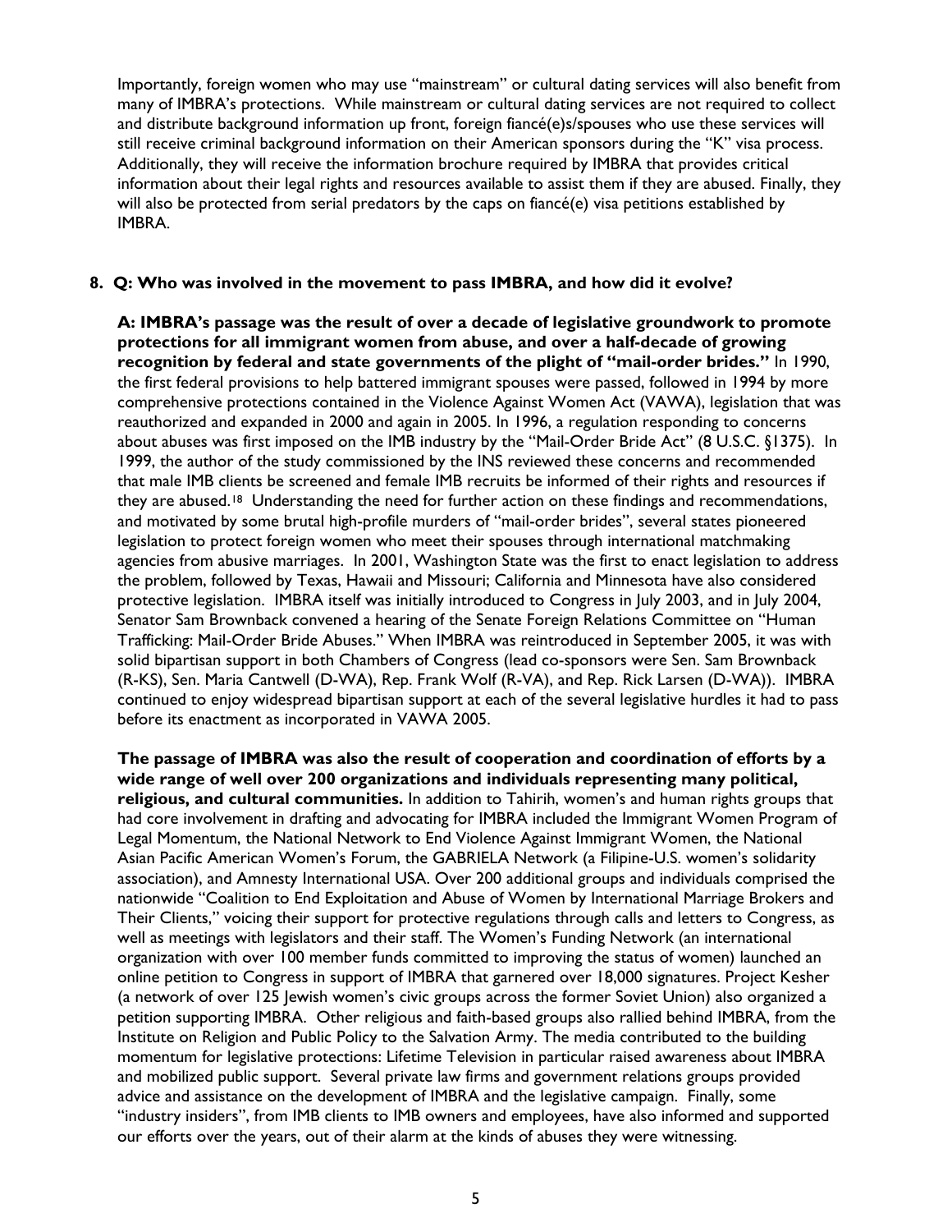Importantly, foreign women who may use "mainstream" or cultural dating services will also benefit from many of IMBRA's protections. While mainstream or cultural dating services are not required to collect and distribute background information up front, foreign fiancé(e)s/spouses who use these services will still receive criminal background information on their American sponsors during the "K" visa process. Additionally, they will receive the information brochure required by IMBRA that provides critical information about their legal rights and resources available to assist them if they are abused. Finally, they will also be protected from serial predators by the caps on fiancé(e) visa petitions established by IMBRA.

**8. Q: Who was involved in the movement to pass IMBRA, and how did it evolve?**

**A: IMBRA's passage was the result of over a decade of legislative groundwork to promote protections for all immigrant women from abuse, and over a half-decade of growing recognition by federal and state governments of the plight of "mail-order brides."** In 1990, the first federal provisions to help battered immigrant spouses were passed, followed in 1994 by more comprehensive protections contained in the Violence Against Women Act (VAWA), legislation that was reauthorized and expanded in 2000 and again in 2005. In 1996, a regulation responding to concerns about abuses was first imposed on the IMB industry by the "Mail-Order Bride Act" (8 U.S.C. §1375). In 1999, the author of the study commissioned by the INS reviewed these concerns and recommended that male IMB clients be screened and female IMB recruits be informed of their rights and resources if they are abused.[18] Understanding the need for further action on these findings and recommendations, and motivated by some brutal high-profile murders of "mail-order brides", several states pioneered legislation to protect foreign women who meet their spouses through international matchmaking agencies from abusive marriages. In 2001, Washington State was the first to enact legislation to address the problem, followed by Texas, Hawaii and Missouri; California and Minnesota have also considered protective legislation. IMBRA itself was initially introduced to Congress in July 2003, and in July 2004, Senator Sam Brownback convened a hearing of the Senate Foreign Relations Committee on "Human Trafficking: Mail-Order Bride Abuses." When IMBRA was reintroduced in September 2005, it was with solid bipartisan support in both Chambers of Congress (lead co-sponsors were Sen. Sam Brownback (R-KS), Sen. Maria Cantwell (D-WA), Rep. Frank Wolf (R-VA), and Rep. Rick Larsen (D-WA)). IMBRA continued to enjoy widespread bipartisan support at each of the several legislative hurdles it had to pass before its enactment as incorporated in VAWA 2005.

**The passage of IMBRA was also the result of cooperation and coordination of efforts by a wide range of well over 200 organizations and individuals representing many political, religious, and cultural communities.** In addition to Tahirih, women's and human rights groups that had core involvement in drafting and advocating for IMBRA included the Immigrant Women Program of Legal Momentum, the National Network to End Violence Against Immigrant Women, the National Asian Pacific American Women's Forum, the GABRIELA Network (a Filipine-U.S. women's solidarity association), and Amnesty International USA. Over 200 additional groups and individuals comprised the nationwide "Coalition to End Exploitation and Abuse of Women by International Marriage Brokers and Their Clients," voicing their support for protective regulations through calls and letters to Congress, as well as meetings with legislators and their staff. The Women's Funding Network (an international organization with over 100 member funds committed to improving the status of women) launched an online petition to Congress in support of IMBRA that garnered over 18,000 signatures. Project Kesher (a network of over 125 Jewish women's civic groups across the former Soviet Union) also organized a petition supporting IMBRA. Other religious and faith-based groups also rallied behind IMBRA, from the Institute on Religion and Public Policy to the Salvation Army. The media contributed to the building momentum for legislative protections: Lifetime Television in particular raised awareness about IMBRA and mobilized public support. Several private law firms and government relations groups provided advice and assistance on the development of IMBRA and the legislative campaign. Finally, some "industry insiders", from IMB clients to IMB owners and employees, have also informed and supported our efforts over the years, out of their alarm at the kinds of abuses they were witnessing.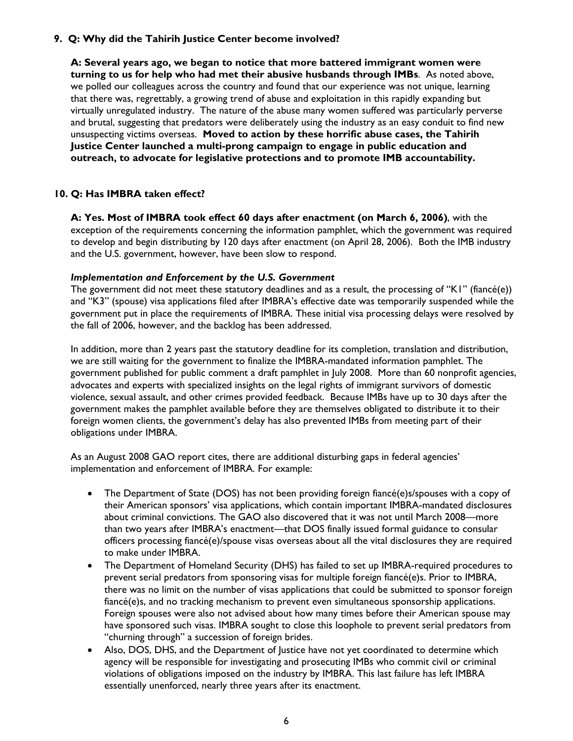**9. Q: Why did the Tahirih Justice Center become involved?**

**A: Several years ago, we began to notice that more battered immigrant women were turning to us for help who had met their abusive husbands through IMBs**. As noted above, we polled our colleagues across the country and found that our experience was not unique, learning that there was, regrettably, a growing trend of abuse and exploitation in this rapidly expanding but virtually unregulated industry. The nature of the abuse many women suffered was particularly perverse and brutal, suggesting that predators were deliberately using the industry as an easy conduit to find new unsuspecting victims overseas. **Moved to action by these horrific abuse cases, the Tahirih Justice Center launched a multi-prong campaign to engage in public education and outreach, to advocate for legislative protections and to promote IMB accountability.**

**10. Q: Has IMBRA taken effect?**

**A: Yes. Most of IMBRA took effect 60 days after enactment (on March 6, 2006)**, with the exception of the requirements concerning the information pamphlet, which the government was required to develop and begin distributing by 120 days after enactment (on April 28, 2006). Both the IMB industry and the U.S. government, however, have been slow to respond.

***Implementation and Enforcement by the U.S. Government***

The government did not meet these statutory deadlines and as a result, the processing of "K1" (fiancé(e)) and "K3" (spouse) visa applications filed after IMBRA's effective date was temporarily suspended while the government put in place the requirements of IMBRA. These initial visa processing delays were resolved by the fall of 2006, however, and the backlog has been addressed.

In addition, more than 2 years past the statutory deadline for its completion, translation and distribution, we are still waiting for the government to finalize the IMBRA-mandated information pamphlet. The government published for public comment a draft pamphlet in July 2008. More than 60 nonprofit agencies, advocates and experts with specialized insights on the legal rights of immigrant survivors of domestic violence, sexual assault, and other crimes provided feedback. Because IMBs have up to 30 days after the government makes the pamphlet available before they are themselves obligated to distribute it to their foreign women clients, the government's delay has also prevented IMBs from meeting part of their obligations under IMBRA.

As an August 2008 GAO report cites, there are additional disturbing gaps in federal agencies' implementation and enforcement of IMBRA. For example:

- The Department of State (DOS) has not been providing foreign fiancé(e)s/spouses with a copy of their American sponsors' visa applications, which contain important IMBRA-mandated disclosures about criminal convictions. The GAO also discovered that it was not until March 2008—more than two years after IMBRA's enactment—that DOS finally issued formal guidance to consular officers processing fiancé(e)/spouse visas overseas about all the vital disclosures they are required to make under IMBRA.
- The Department of Homeland Security (DHS) has failed to set up IMBRA-required procedures to prevent serial predators from sponsoring visas for multiple foreign fiancé(e)s. Prior to IMBRA, there was no limit on the number of visas applications that could be submitted to sponsor foreign fiancé(e)s, and no tracking mechanism to prevent even simultaneous sponsorship applications. Foreign spouses were also not advised about how many times before their American spouse may have sponsored such visas. IMBRA sought to close this loophole to prevent serial predators from "churning through" a succession of foreign brides.
- Also, DOS, DHS, and the Department of Justice have not yet coordinated to determine which agency will be responsible for investigating and prosecuting IMBs who commit civil or criminal violations of obligations imposed on the industry by IMBRA. This last failure has left IMBRA essentially unenforced, nearly three years after its enactment.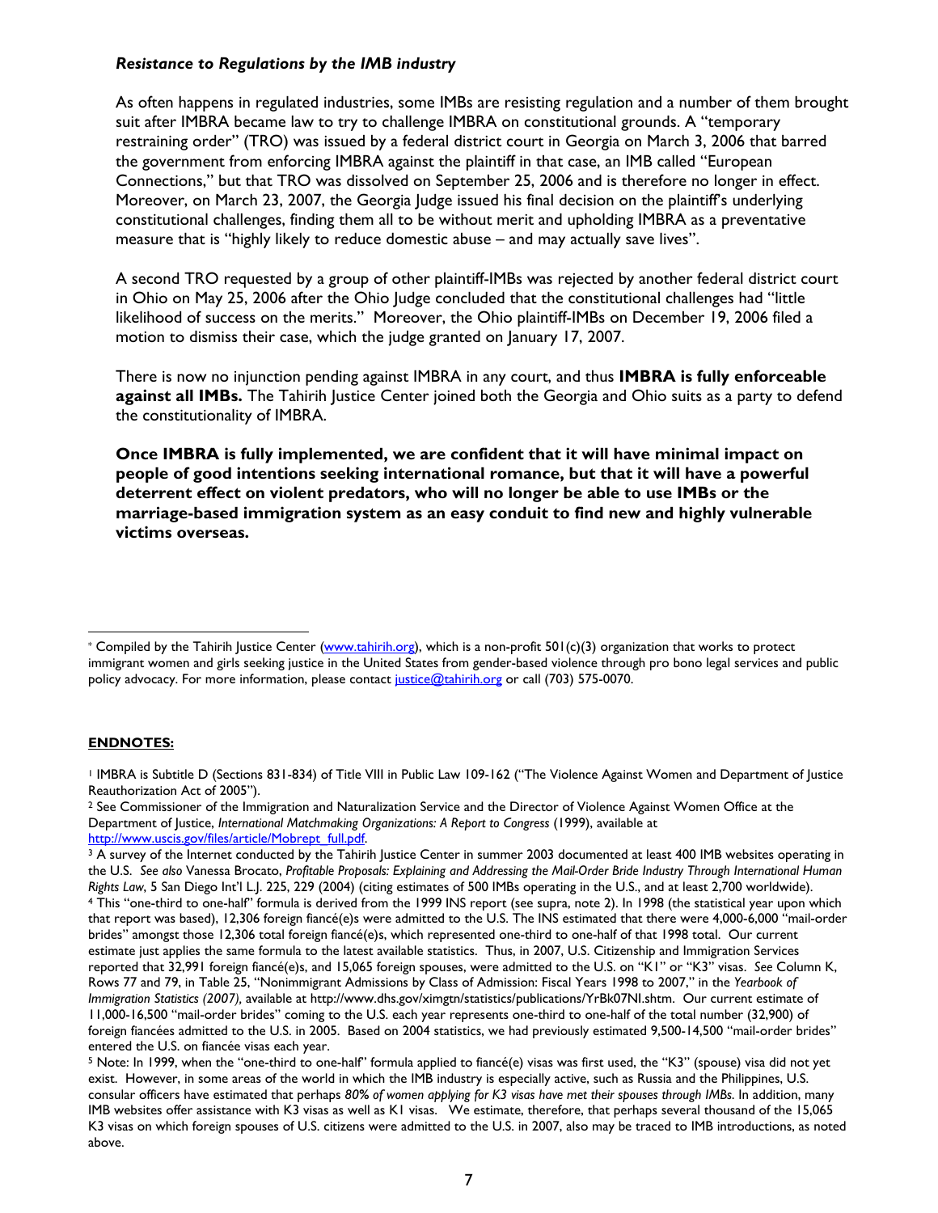### *Resistance to Regulations by the IMB industry*

As often happens in regulated industries, some IMBs are resisting regulation and a number of them brought suit after IMBRA became law to try to challenge IMBRA on constitutional grounds. A "temporary restraining order" (TRO) was issued by a federal district court in Georgia on March 3, 2006 that barred the government from enforcing IMBRA against the plaintiff in that case, an IMB called "European Connections," but that TRO was dissolved on September 25, 2006 and is therefore no longer in effect. Moreover, on March 23, 2007, the Georgia Judge issued his final decision on the plaintiff's underlying constitutional challenges, finding them all to be without merit and upholding IMBRA as a preventative measure that is "highly likely to reduce domestic abuse – and may actually save lives".

A second TRO requested by a group of other plaintiff-IMBs was rejected by another federal district court in Ohio on May 25, 2006 after the Ohio Judge concluded that the constitutional challenges had "little likelihood of success on the merits." Moreover, the Ohio plaintiff-IMBs on December 19, 2006 filed a motion to dismiss their case, which the judge granted on January 17, 2007.

There is now no injunction pending against IMBRA in any court, and thus **IMBRA is fully enforceable against all IMBs.** The Tahirih Justice Center joined both the Georgia and Ohio suits as a party to defend the constitutionality of IMBRA.

**Once IMBRA is fully implemented, we are confident that it will have minimal impact on people of good intentions seeking international romance, but that it will have a powerful deterrent effect on violent predators, who will no longer be able to use IMBs or the marriage-based immigration system as an easy conduit to find new and highly vulnerable victims overseas.**

---

[*] Compiled by the Tahirih Justice Center (www.tahirih.org), which is a non-profit 501(c)(3) organization that works to protect immigrant women and girls seeking justice in the United States from gender-based violence through pro bono legal services and public policy advocacy. For more information, please contact justice@tahirih.org or call (703) 575-0070.

**ENDNOTES:**

[1] IMBRA is Subtitle D (Sections 831-834) of Title VIII in Public Law 109-162 ("The Violence Against Women and Department of Justice Reauthorization Act of 2005").

[2] See Commissioner of the Immigration and Naturalization Service and the Director of Violence Against Women Office at the Department of Justice, *International Matchmaking Organizations: A Report to Congress* (1999), available at http://www.uscis.gov/files/article/Mobrept_full.pdf.

[3] A survey of the Internet conducted by the Tahirih Justice Center in summer 2003 documented at least 400 IMB websites operating in the U.S. *See also* Vanessa Brocato, *Profitable Proposals: Explaining and Addressing the Mail-Order Bride Industry Through International Human Rights Law*, 5 San Diego Int'l L.J. 225, 229 (2004) (citing estimates of 500 IMBs operating in the U.S., and at least 2,700 worldwide).

[4] This "one-third to one-half" formula is derived from the 1999 INS report (see supra, note 2). In 1998 (the statistical year upon which that report was based), 12,306 foreign fiancé(e)s were admitted to the U.S. The INS estimated that there were 4,000-6,000 "mail-order brides" amongst those 12,306 total foreign fiancé(e)s, which represented one-third to one-half of that 1998 total. Our current estimate just applies the same formula to the latest available statistics. Thus, in 2007, U.S. Citizenship and Immigration Services reported that 32,991 foreign fiancé(e)s, and 15,065 foreign spouses, were admitted to the U.S. on "K1" or "K3" visas. *See* Column K, Rows 77 and 79, in Table 25, "Nonimmigrant Admissions by Class of Admission: Fiscal Years 1998 to 2007," in the *Yearbook of Immigration Statistics (2007),* available at http://www.dhs.gov/ximgtn/statistics/publications/YrBk07NI.shtm. Our current estimate of 11,000-16,500 "mail-order brides" coming to the U.S. each year represents one-third to one-half of the total number (32,900) of foreign fiancées admitted to the U.S. in 2005. Based on 2004 statistics, we had previously estimated 9,500-14,500 "mail-order brides" entered the U.S. on fiancée visas each year.

[5] Note: In 1999, when the "one-third to one-half" formula applied to fiancé(e) visas was first used, the "K3" (spouse) visa did not yet exist. However, in some areas of the world in which the IMB industry is especially active, such as Russia and the Philippines, U.S. consular officers have estimated that perhaps *80% of women applying for K3 visas have met their spouses through IMBs*. In addition, many IMB websites offer assistance with K3 visas as well as K1 visas. We estimate, therefore, that perhaps several thousand of the 15,065 K3 visas on which foreign spouses of U.S. citizens were admitted to the U.S. in 2007, also may be traced to IMB introductions, as noted above.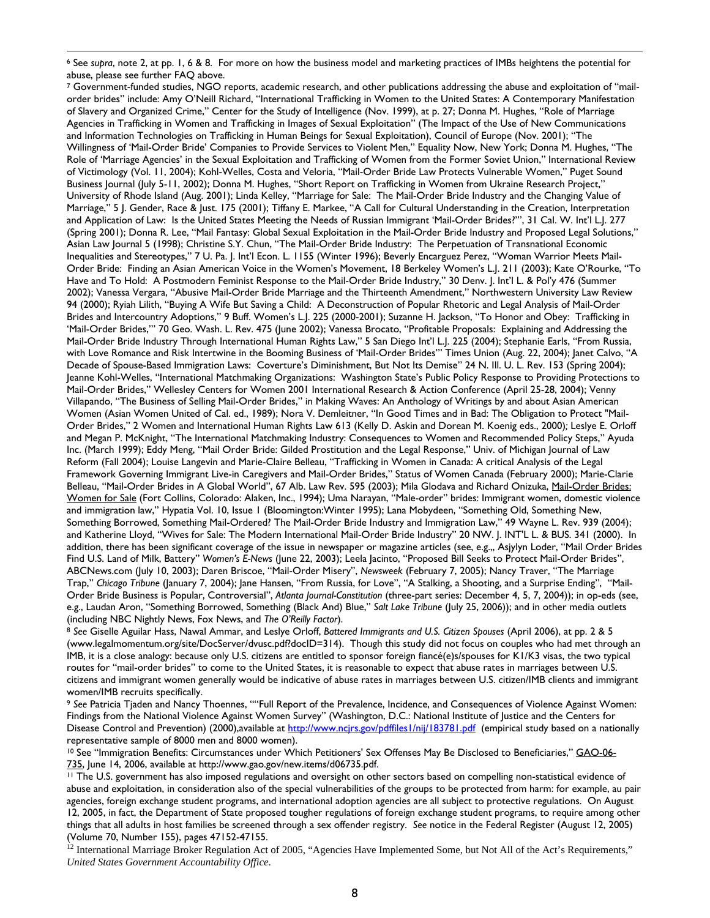[6] See *supra*, note 2, at pp. 1, 6 & 8. For more on how the business model and marketing practices of IMBs heightens the potential for abuse, please see further FAQ above.

[7] Government-funded studies, NGO reports, academic research, and other publications addressing the abuse and exploitation of "mail-order brides" include: Amy O'Neill Richard, "International Trafficking in Women to the United States: A Contemporary Manifestation of Slavery and Organized Crime," Center for the Study of Intelligence (Nov. 1999), at p. 27; Donna M. Hughes, "Role of Marriage Agencies in Trafficking in Women and Trafficking in Images of Sexual Exploitation" (The Impact of the Use of New Communications and Information Technologies on Trafficking in Human Beings for Sexual Exploitation), Council of Europe (Nov. 2001); "The Willingness of 'Mail-Order Bride' Companies to Provide Services to Violent Men," Equality Now, New York; Donna M. Hughes, "The Role of 'Marriage Agencies' in the Sexual Exploitation and Trafficking of Women from the Former Soviet Union," International Review of Victimology (Vol. 11, 2004); Kohl-Welles, Costa and Veloria, "Mail-Order Bride Law Protects Vulnerable Women," Puget Sound Business Journal (July 5-11, 2002); Donna M. Hughes, "Short Report on Trafficking in Women from Ukraine Research Project," University of Rhode Island (Aug. 2001); Linda Kelley, "Marriage for Sale: The Mail-Order Bride Industry and the Changing Value of Marriage," 5 J. Gender, Race & Just. 175 (2001); Tiffany E. Markee, "A Call for Cultural Understanding in the Creation, Interpretation and Application of Law: Is the United States Meeting the Needs of Russian Immigrant 'Mail-Order Brides?'", 31 Cal. W. Int'l L.J. 277 (Spring 2001); Donna R. Lee, "Mail Fantasy: Global Sexual Exploitation in the Mail-Order Bride Industry and Proposed Legal Solutions," Asian Law Journal 5 (1998); Christine S.Y. Chun, "The Mail-Order Bride Industry: The Perpetuation of Transnational Economic Inequalities and Stereotypes," 7 U. Pa. J. Int'l Econ. L. 1155 (Winter 1996); Beverly Encarguez Perez, "Woman Warrior Meets Mail-Order Bride: Finding an Asian American Voice in the Women's Movement, 18 Berkeley Women's L.J. 211 (2003); Kate O'Rourke, "To Have and To Hold: A Postmodern Feminist Response to the Mail-Order Bride Industry," 30 Denv. J. Int'l L. & Pol'y 476 (Summer 2002); Vanessa Vergara, "Abusive Mail-Order Bride Marriage and the Thirteenth Amendment," Northwestern University Law Review 94 (2000); Ryiah Lilith, "Buying A Wife But Saving a Child: A Deconstruction of Popular Rhetoric and Legal Analysis of Mail-Order Brides and Intercountry Adoptions," 9 Buff. Women's L.J. 225 (2000-2001); Suzanne H. Jackson, "To Honor and Obey: Trafficking in 'Mail-Order Brides,'" 70 Geo. Wash. L. Rev. 475 (June 2002); Vanessa Brocato, "Profitable Proposals: Explaining and Addressing the Mail-Order Bride Industry Through International Human Rights Law," 5 San Diego Int'l L.J. 225 (2004); Stephanie Earls, "From Russia, with Love Romance and Risk Intertwine in the Booming Business of 'Mail-Order Brides'" Times Union (Aug. 22, 2004); Janet Calvo, "A Decade of Spouse-Based Immigration Laws: Coverture's Diminishment, But Not Its Demise" 24 N. Ill. U. L. Rev. 153 (Spring 2004); Jeanne Kohl-Welles, "International Matchmaking Organizations: Washington State's Public Policy Response to Providing Protections to Mail-Order Brides," Wellesley Centers for Women 2001 International Research & Action Conference (April 25-28, 2004); Venny Villapando, "The Business of Selling Mail-Order Brides," in Making Waves: An Anthology of Writings by and about Asian American Women (Asian Women United of Cal. ed., 1989); Nora V. Demleitner, "In Good Times and in Bad: The Obligation to Protect "Mail-Order Brides," 2 Women and International Human Rights Law 613 (Kelly D. Askin and Dorean M. Koenig eds., 2000); Leslye E. Orloff and Megan P. McKnight, "The International Matchmaking Industry: Consequences to Women and Recommended Policy Steps," Ayuda Inc. (March 1999); Eddy Meng, "Mail Order Bride: Gilded Prostitution and the Legal Response," Univ. of Michigan Journal of Law Reform (Fall 2004); Louise Langevin and Marie-Claire Belleau, "Trafficking in Women in Canada: A critical Analysis of the Legal Framework Governing Immigrant Live-in Caregivers and Mail-Order Brides," Status of Women Canada (February 2000); Marie-Clarie Belleau, "Mail-Order Brides in A Global World", 67 Alb. Law Rev. 595 (2003); Mila Glodava and Richard Onizuka, Mail-Order Brides: Women for Sale (Fort Collins, Colorado: Alaken, Inc., 1994); Uma Narayan, "Male-order" brides: Immigrant women, domestic violence and immigration law," Hypatia Vol. 10, Issue 1 (Bloomington:Winter 1995); Lana Mobydeen, "Something Old, Something New, Something Borrowed, Something Mail-Ordered? The Mail-Order Bride Industry and Immigration Law," 49 Wayne L. Rev. 939 (2004); and Katherine Lloyd, "Wives for Sale: The Modern International Mail-Order Bride Industry" 20 NW. J. INT'L L. & BUS. 341 (2000). In addition, there has been significant coverage of the issue in newspaper or magazine articles (see, e.g.,, Asjylyn Loder, "Mail Order Brides Find U.S. Land of Milk, Battery" *Women's E-News* (June 22, 2003); Leela Jacinto, "Proposed Bill Seeks to Protect Mail-Order Brides", ABCNews.com (July 10, 2003); Daren Briscoe, "Mail-Order Misery", *Newsweek* (February 7, 2005); Nancy Traver, "The Marriage Trap," *Chicago Tribune* (January 7, 2004); Jane Hansen, "From Russia, for Love", "A Stalking, a Shooting, and a Surprise Ending", "Mail-Order Bride Business is Popular, Controversial", *Atlanta Journal-Constitution* (three-part series: December 4, 5, 7, 2004)); in op-eds (see, e.g., Laudan Aron, "Something Borrowed, Something (Black And) Blue," *Salt Lake Tribune* (July 25, 2006)); and in other media outlets (including NBC Nightly News, Fox News, and *The O'Reilly Factor*).

[8] *See* Giselle Aguilar Hass, Nawal Ammar, and Leslye Orloff, *Battered Immigrants and U.S. Citizen Spouses* (April 2006), at pp. 2 & 5 (www.legalmomentum.org/site/DocServer/dvusc.pdf?docID=314). Though this study did not focus on couples who had met through an IMB, it is a close analogy: because only U.S. citizens are entitled to sponsor foreign fiancé(e)s/spouses for K1/K3 visas, the two typical routes for "mail-order brides" to come to the United States, it is reasonable to expect that abuse rates in marriages between U.S. citizens and immigrant women generally would be indicative of abuse rates in marriages between U.S. citizen/IMB clients and immigrant women/IMB recruits specifically.

[9] *See* Patricia Tjaden and Nancy Thoennes, ""Full Report of the Prevalence, Incidence, and Consequences of Violence Against Women: Findings from the National Violence Against Women Survey" (Washington, D.C.: National Institute of Justice and the Centers for Disease Control and Prevention) (2000),available at http://www.ncjrs.gov/pdffiles1/nij/183781.pdf (empirical study based on a nationally representative sample of 8000 men and 8000 women).

[10] See "Immigration Benefits: Circumstances under Which Petitioners' Sex Offenses May Be Disclosed to Beneficiaries," GAO-06-735, June 14, 2006, available at http://www.gao.gov/new.items/d06735.pdf.

[11] The U.S. government has also imposed regulations and oversight on other sectors based on compelling non-statistical evidence of abuse and exploitation, in consideration also of the special vulnerabilities of the groups to be protected from harm: for example, au pair agencies, foreign exchange student programs, and international adoption agencies are all subject to protective regulations. On August 12, 2005, in fact, the Department of State proposed tougher regulations of foreign exchange student programs, to require among other things that all adults in host families be screened through a sex offender registry. *See* notice in the Federal Register (August 12, 2005) (Volume 70, Number 155), pages 47152-47155.

[12] International Marriage Broker Regulation Act of 2005, "Agencies Have Implemented Some, but Not All of the Act's Requirements," *United States Government Accountability Office*.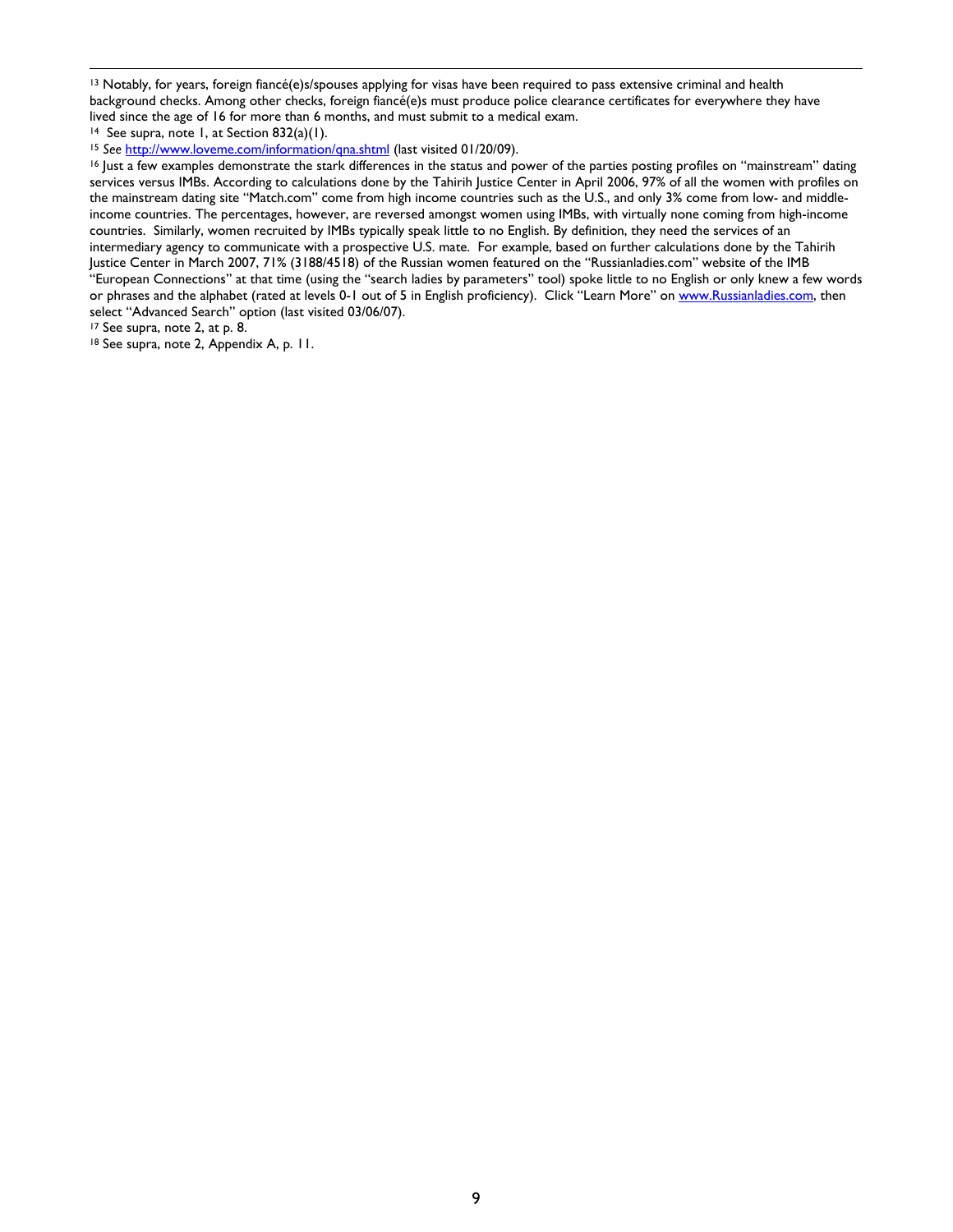[13] Notably, for years, foreign fiancé(e)s/spouses applying for visas have been required to pass extensive criminal and health background checks. Among other checks, foreign fiancé(e)s must produce police clearance certificates for everywhere they have lived since the age of 16 for more than 6 months, and must submit to a medical exam.

[14] See supra, note 1, at Section 832(a)(1).

[15] *See* http://www.loveme.com/information/qna.shtml (last visited 01/20/09).

[16] Just a few examples demonstrate the stark differences in the status and power of the parties posting profiles on "mainstream" dating services versus IMBs. According to calculations done by the Tahirih Justice Center in April 2006, 97% of all the women with profiles on the mainstream dating site "Match.com" come from high income countries such as the U.S., and only 3% come from low- and middle-income countries. The percentages, however, are reversed amongst women using IMBs, with virtually none coming from high-income countries. Similarly, women recruited by IMBs typically speak little to no English. By definition, they need the services of an intermediary agency to communicate with a prospective U.S. mate. For example, based on further calculations done by the Tahirih Justice Center in March 2007, 71% (3188/4518) of the Russian women featured on the "Russianladies.com" website of the IMB "European Connections" at that time (using the "search ladies by parameters" tool) spoke little to no English or only knew a few words or phrases and the alphabet (rated at levels 0-1 out of 5 in English proficiency). Click "Learn More" on www.Russianladies.com, then select "Advanced Search" option (last visited 03/06/07).

[17] See supra, note 2, at p. 8.

[18] See supra, note 2, Appendix A, p. 11.